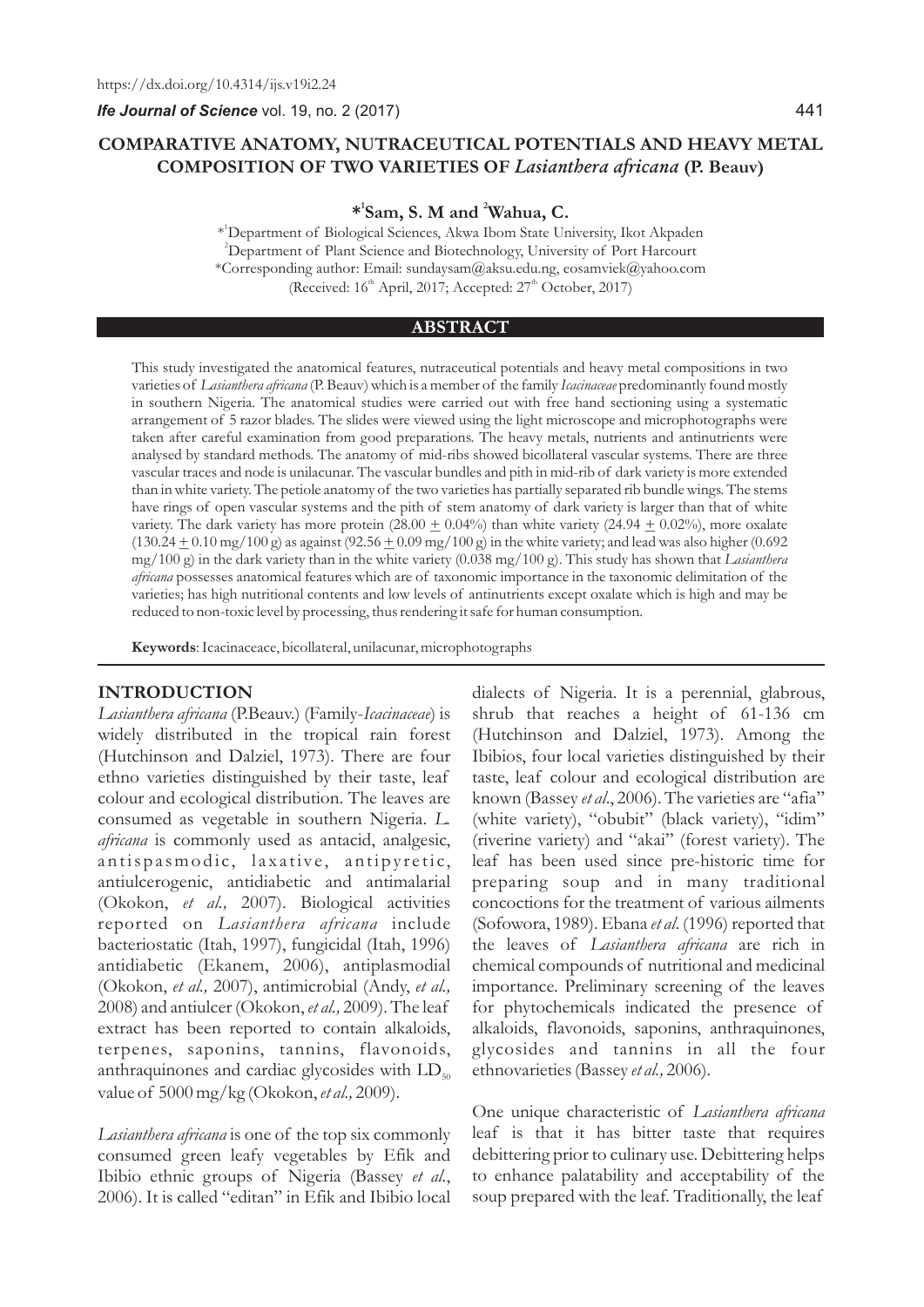https://dx.doi.org/10.4314/ijs.v19i2.24

# COMPARATIVE ANATOMY, NUTRACEUTICAL POTENTIALS AND HEAVY METAL COMPOSITION OF TWO VARIETIES OF *Lasianthera africana* (P. Beauv)

**\*[1]Sam, S. M and [2]Wahua, C.**

\*[1]Department of Biological Sciences, Akwa Ibom State University, Ikot Akpaden
[2]Department of Plant Science and Biotechnology, University of Port Harcourt
\*Corresponding author: Email: sundaysam@aksu.edu.ng, eosamviek@yahoo.com
(Received: 16th April, 2017; Accepted: 27th October, 2017)

## ABSTRACT

This study investigated the anatomical features, nutraceutical potentials and heavy metal compositions in two varieties of *Lasianthera africana* (P. Beauv) which is a member of the family *Icacinaceae* predominantly found mostly in southern Nigeria. The anatomical studies were carried out with free hand sectioning using a systematic arrangement of 5 razor blades. The slides were viewed using the light microscope and microphotographs were taken after careful examination from good preparations. The heavy metals, nutrients and antinutrients were analysed by standard methods. The anatomy of mid-ribs showed bicollateral vascular systems. There are three vascular traces and node is unilacunar. The vascular bundles and pith in mid-rib of dark variety is more extended than in white variety. The petiole anatomy of the two varieties has partially separated rib bundle wings. The stems have rings of open vascular systems and the pith of stem anatomy of dark variety is larger than that of white variety. The dark variety has more protein ($28.00 \pm 0.04\%$) than white variety ($24.94 \pm 0.02\%$), more oxalate ($130.24 \pm 0.10$ mg/100 g) as against ($92.56 \pm 0.09$ mg/100 g) in the white variety; and lead was also higher (0.692 mg/100 g) in the dark variety than in the white variety (0.038 mg/100 g). This study has shown that *Lasianthera africana* possesses anatomical features which are of taxonomic importance in the taxonomic delimitation of the varieties; has high nutritional contents and low levels of antinutrients except oxalate which is high and may be reduced to non-toxic level by processing, thus rendering it safe for human consumption.

**Keywords**: Icacinaceace, bicollateral, unilacunar, microphotographs

## INTRODUCTION

*Lasianthera africana* (P.Beauv.) (Family-*Icacinaceae*) is widely distributed in the tropical rain forest (Hutchinson and Dalziel, 1973). There are four ethno varieties distinguished by their taste, leaf colour and ecological distribution. The leaves are consumed as vegetable in southern Nigeria. *L. africana* is commonly used as antacid, analgesic, antispasmodic, laxative, antipyretic, antiulcerogenic, antidiabetic and antimalarial (Okokon, *et al.,* 2007). Biological activities reported on *Lasianthera africana* include bacteriostatic (Itah, 1997), fungicidal (Itah, 1996) antidiabetic (Ekanem, 2006), antiplasmodial (Okokon, *et al.,* 2007), antimicrobial (Andy, *et al.,* 2008) and antiulcer (Okokon, *et al.,* 2009). The leaf extract has been reported to contain alkaloids, terpenes, saponins, tannins, flavonoids, anthraquinones and cardiac glycosides with $LD_{50}$ value of 5000 mg/kg (Okokon, *et al.,* 2009).

*Lasianthera africana* is one of the top six commonly consumed green leafy vegetables by Efik and Ibibio ethnic groups of Nigeria (Bassey *et al.*, 2006). It is called "editan" in Efik and Ibibio local dialects of Nigeria. It is a perennial, glabrous, shrub that reaches a height of 61-136 cm (Hutchinson and Dalziel, 1973). Among the Ibibios, four local varieties distinguished by their taste, leaf colour and ecological distribution are known (Bassey *et al.*, 2006). The varieties are "afia" (white variety), "obubit" (black variety), "idim" (riverine variety) and "akai" (forest variety). The leaf has been used since pre-historic time for preparing soup and in many traditional concoctions for the treatment of various ailments (Sofowora, 1989). Ebana *et al*. (1996) reported that the leaves of *Lasianthera africana* are rich in chemical compounds of nutritional and medicinal importance. Preliminary screening of the leaves for phytochemicals indicated the presence of alkaloids, flavonoids, saponins, anthraquinones, glycosides and tannins in all the four ethnovarieties (Bassey *et al.,* 2006).

One unique characteristic of *Lasianthera africana* leaf is that it has bitter taste that requires debittering prior to culinary use. Debittering helps to enhance palatability and acceptability of the soup prepared with the leaf. Traditionally, the leaf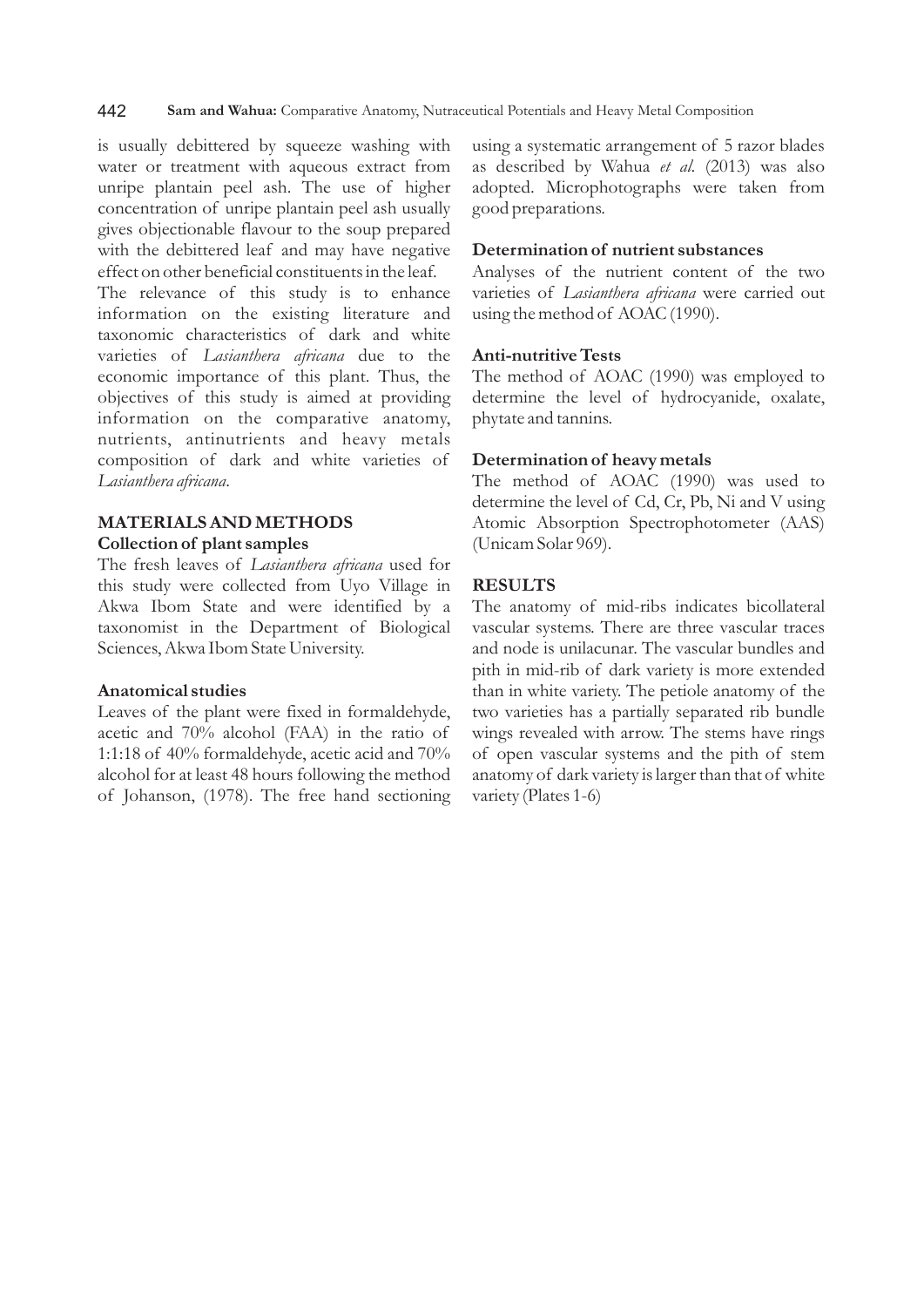is usually debittered by squeeze washing with water or treatment with aqueous extract from unripe plantain peel ash. The use of higher concentration of unripe plantain peel ash usually gives objectionable flavour to the soup prepared with the debittered leaf and may have negative effect on other beneficial constituents in the leaf.

The relevance of this study is to enhance information on the existing literature and taxonomic characteristics of dark and white varieties of *Lasianthera africana* due to the economic importance of this plant. Thus, the objectives of this study is aimed at providing information on the comparative anatomy, nutrients, antinutrients and heavy metals composition of dark and white varieties of *Lasianthera africana*.

## MATERIALS AND METHODS

### Collection of plant samples

The fresh leaves of *Lasianthera africana* used for this study were collected from Uyo Village in Akwa Ibom State and were identified by a taxonomist in the Department of Biological Sciences, Akwa Ibom State University.

### Anatomical studies

Leaves of the plant were fixed in formaldehyde, acetic and 70% alcohol (FAA) in the ratio of 1:1:18 of 40% formaldehyde, acetic acid and 70% alcohol for at least 48 hours following the method of Johanson, (1978). The free hand sectioning using a systematic arrangement of 5 razor blades as described by Wahua *et al.* (2013) was also adopted. Microphotographs were taken from good preparations.

### Determination of nutrient substances

Analyses of the nutrient content of the two varieties of *Lasianthera africana* were carried out using the method of AOAC (1990).

### Anti-nutritive Tests

The method of AOAC (1990) was employed to determine the level of hydrocyanide, oxalate, phytate and tannins.

### Determination of heavy metals

The method of AOAC (1990) was used to determine the level of Cd, Cr, Pb, Ni and V using Atomic Absorption Spectrophotometer (AAS) (Unicam Solar 969).

## RESULTS

The anatomy of mid-ribs indicates bicollateral vascular systems. There are three vascular traces and node is unilacunar. The vascular bundles and pith in mid-rib of dark variety is more extended than in white variety. The petiole anatomy of the two varieties has a partially separated rib bundle wings revealed with arrow. The stems have rings of open vascular systems and the pith of stem anatomy of dark variety is larger than that of white variety (Plates 1-6)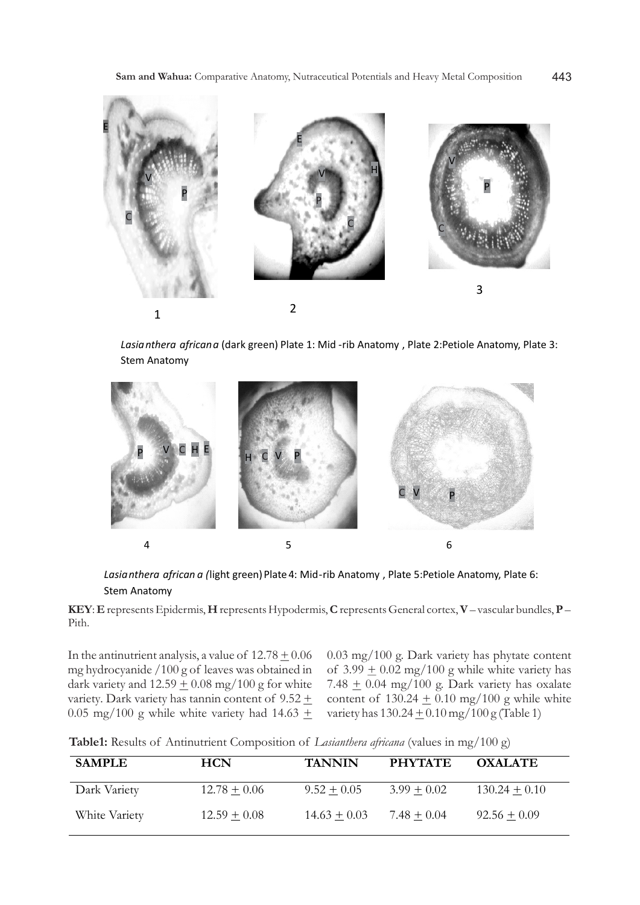*Lasianthera africana* (dark green) Plate 1: Mid -rib Anatomy , Plate 2:Petiole Anatomy, Plate 3: Stem Anatomy

*Lasianthera african a (*light green) Plate 4: Mid-rib Anatomy , Plate 5:Petiole Anatomy, Plate 6: Stem Anatomy

**KEY**: **E** represents Epidermis, **H** represents Hypodermis, **C** represents General cortex, **V** – vascular bundles, **P** – Pith.

In the antinutrient analysis, a value of 12.78 ± 0.06 mg hydrocyanide /100 g of leaves was obtained in dark variety and 12.59 ± 0.08 mg/100 g for white variety. Dark variety has tannin content of 9.52 ± 0.05 mg/100 g while white variety had 14.63 ± 0.03 mg/100 g. Dark variety has phytate content of 3.99 ± 0.02 mg/100 g while white variety has 7.48 ± 0.04 mg/100 g. Dark variety has oxalate content of 130.24 ± 0.10 mg/100 g while white variety has 130.24 ± 0.10 mg/100 g (Table 1)

**Table1:** Results of Antinutrient Composition of *Lasianthera africana* (values in mg/100 g)

| SAMPLE | HCN | TANNIN | PHYTATE | OXALATE |
|---|---|---|---|---|
| Dark Variety | 12.78 ± 0.06 | 9.52 ± 0.05 | 3.99 ± 0.02 | 130.24 ± 0.10 |
| White Variety | 12.59 ± 0.08 | 14.63 ± 0.03 | 7.48 ± 0.04 | 92.56 ± 0.09 |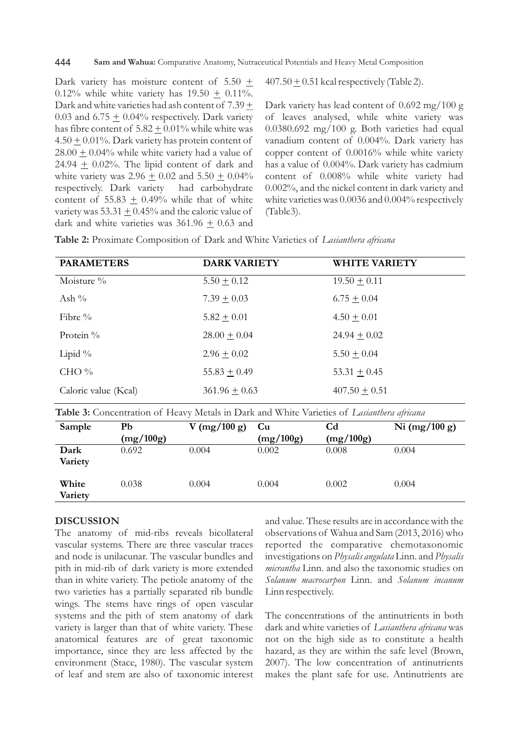Dark variety has moisture content of 5.50 ± 0.12% while white variety has 19.50 ± 0.11%. Dark and white varieties had ash content of 7.39 ± 0.03 and 6.75 ± 0.04% respectively. Dark variety has fibre content of 5.82 ± 0.01% while white was 4.50 ± 0.01%. Dark variety has protein content of 28.00 ± 0.04% while white variety had a value of 24.94 ± 0.02%. The lipid content of dark and white variety was 2.96 ± 0.02 and 5.50 ± 0.04% respectively. Dark variety had carbohydrate content of 55.83 ± 0.49% while that of white variety was 53.31 ± 0.45% and the caloric value of dark and white varieties was 361.96 ± 0.63 and 407.50 ± 0.51 kcal respectively (Table 2).

Dark variety has lead content of 0.692 mg/100 g of leaves analysed, while white variety was 0.0380.692 mg/100 g. Both varieties had equal vanadium content of 0.004%. Dark variety has copper content of 0.0016% while white variety has a value of 0.004%. Dark variety has cadmium content of 0.008% while white variety had 0.002%, and the nickel content in dark variety and white varieties was 0.0036 and 0.004% respectively (Table3).

**Table 2:** Proximate Composition of Dark and White Varieties of *Lasianthera africana*

| PARAMETERS | DARK VARIETY | WHITE VARIETY |
|---|---|---|
| Moisture % | 5.50 ± 0.12 | 19.50 ± 0.11 |
| Ash % | 7.39 ± 0.03 | 6.75 ± 0.04 |
| Fibre % | 5.82 ± 0.01 | 4.50 ± 0.01 |
| Protein % | 28.00 ± 0.04 | 24.94 ± 0.02 |
| Lipid % | 2.96 ± 0.02 | 5.50 ± 0.04 |
| CHO % | 55.83 ± 0.49 | 53.31 ± 0.45 |
| Caloric value (Kcal) | 361.96 ± 0.63 | 407.50 ± 0.51 |

**Table 3:** Concentration of Heavy Metals in Dark and White Varieties of *Lasianthera africana*

| Sample | Pb (mg/100g) | V (mg/100 g) | Cu (mg/100g) | Cd (mg/100g) | Ni (mg/100 g) |
|---|---|---|---|---|---|
| Dark Variety | 0.692 | 0.004 | 0.002 | 0.008 | 0.004 |
| White Variety | 0.038 | 0.004 | 0.004 | 0.002 | 0.004 |

## DISCUSSION

The anatomy of mid-ribs reveals bicollateral vascular systems. There are three vascular traces and node is unilacunar. The vascular bundles and pith in mid-rib of dark variety is more extended than in white variety. The petiole anatomy of the two varieties has a partially separated rib bundle wings. The stems have rings of open vascular systems and the pith of stem anatomy of dark variety is larger than that of white variety. These anatomical features are of great taxonomic importance, since they are less affected by the environment (Stace, 1980). The vascular system of leaf and stem are also of taxonomic interest and value. These results are in accordance with the observations of Wahua and Sam (2013, 2016) who reported the comparative chemotaxonomic investigations on *Physalis angulata* Linn. and *Physalis micrantha* Linn. and also the taxonomic studies on *Solanum macrocarpon* Linn. and *Solanum incanum* Linn respectively.

The concentrations of the antinutrients in both dark and white varieties of *Lasianthera africana* was not on the high side as to constitute a health hazard, as they are within the safe level (Brown, 2007). The low concentration of antinutrients makes the plant safe for use. Antinutrients are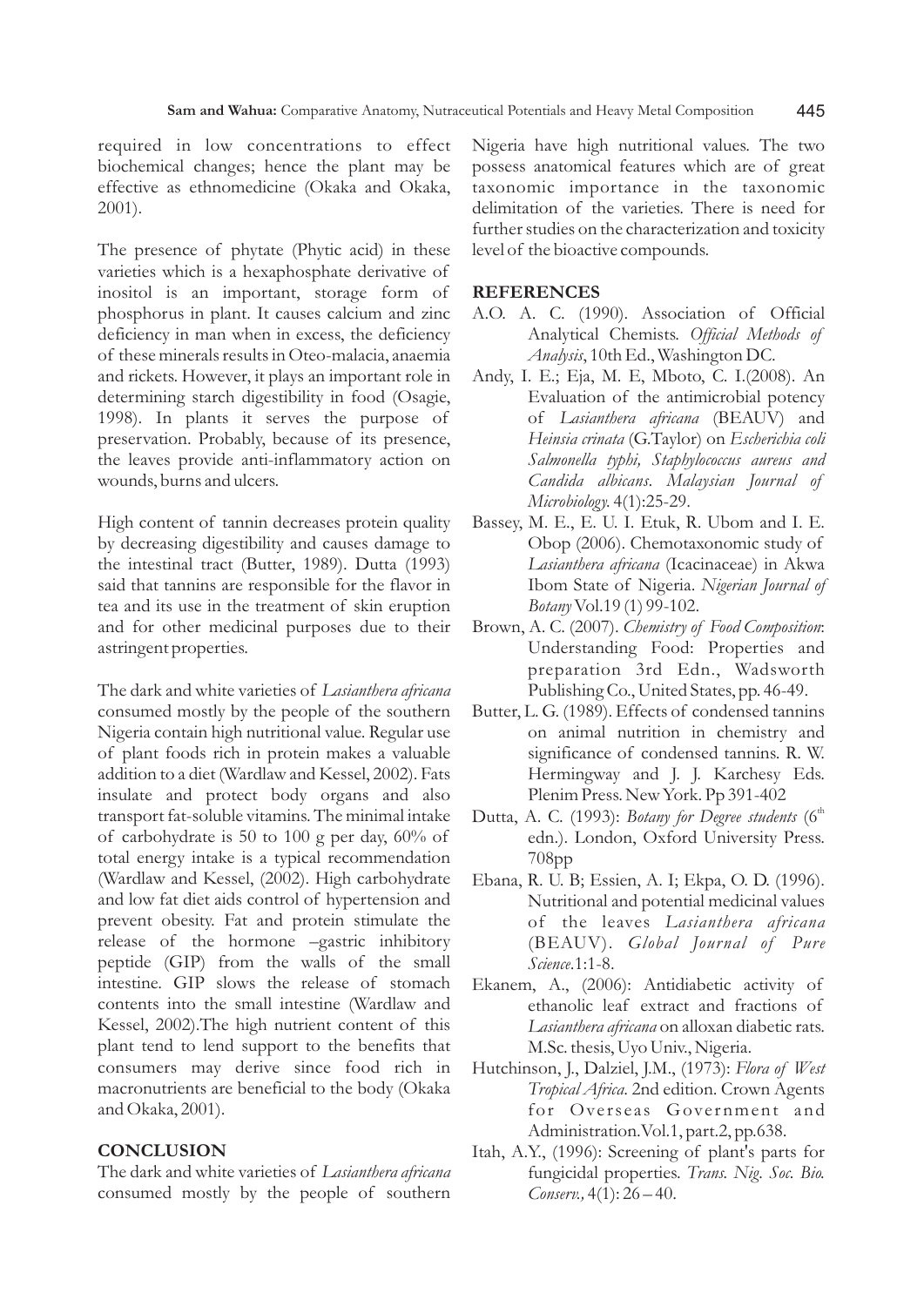required in low concentrations to effect biochemical changes; hence the plant may be effective as ethnomedicine (Okaka and Okaka, 2001).

The presence of phytate (Phytic acid) in these varieties which is a hexaphosphate derivative of inositol is an important, storage form of phosphorus in plant. It causes calcium and zinc deficiency in man when in excess, the deficiency of these minerals results in Oteo-malacia, anaemia and rickets. However, it plays an important role in determining starch digestibility in food (Osagie, 1998). In plants it serves the purpose of preservation. Probably, because of its presence, the leaves provide anti-inflammatory action on wounds, burns and ulcers.

High content of tannin decreases protein quality by decreasing digestibility and causes damage to the intestinal tract (Butter, 1989). Dutta (1993) said that tannins are responsible for the flavor in tea and its use in the treatment of skin eruption and for other medicinal purposes due to their astringent properties.

The dark and white varieties of *Lasianthera africana* consumed mostly by the people of the southern Nigeria contain high nutritional value. Regular use of plant foods rich in protein makes a valuable addition to a diet (Wardlaw and Kessel, 2002). Fats insulate and protect body organs and also transport fat-soluble vitamins. The minimal intake of carbohydrate is 50 to 100 g per day, 60% of total energy intake is a typical recommendation (Wardlaw and Kessel, (2002). High carbohydrate and low fat diet aids control of hypertension and prevent obesity. Fat and protein stimulate the release of the hormone –gastric inhibitory peptide (GIP) from the walls of the small intestine. GIP slows the release of stomach contents into the small intestine (Wardlaw and Kessel, 2002).The high nutrient content of this plant tend to lend support to the benefits that consumers may derive since food rich in macronutrients are beneficial to the body (Okaka and Okaka, 2001).

## CONCLUSION

The dark and white varieties of *Lasianthera africana* consumed mostly by the people of southern Nigeria have high nutritional values. The two possess anatomical features which are of great taxonomic importance in the taxonomic delimitation of the varieties. There is need for further studies on the characterization and toxicity level of the bioactive compounds.

## REFERENCES

A.O. A. C. (1990). Association of Official Analytical Chemists. *Official Methods of Analysis*, 10th Ed., Washington DC.

Andy, I. E.; Eja, M. E, Mboto, C. I.(2008). An Evaluation of the antimicrobial potency of *Lasianthera africana* (BEAUV) and *Heinsia crinata* (G.Taylor) on *Escherichia coli Salmonella typhi, Staphylococcus aureus and Candida albicans*. *Malaysian Journal of Microbiology.* 4(1):25-29.

Bassey, M. E., E. U. I. Etuk, R. Ubom and I. E. Obop (2006). Chemotaxonomic study of *Lasianthera africana* (Icacinaceae) in Akwa Ibom State of Nigeria. *Nigerian Journal of Botany* Vol.19 (1) 99-102.

Brown, A. C. (2007). *Chemistry of Food Composition*: Understanding Food: Properties and preparation 3rd Edn., Wadsworth Publishing Co., United States, pp. 46-49.

Butter, L. G. (1989). Effects of condensed tannins on animal nutrition in chemistry and significance of condensed tannins. R. W. Hermingway and J. J. Karchesy Eds. Plenim Press. New York. Pp 391-402

Dutta, A. C. (1993): *Botany for Degree students* (6th edn.). London, Oxford University Press. 708pp

Ebana, R. U. B; Essien, A. I; Ekpa, O. D. (1996). Nutritional and potential medicinal values of the leaves *Lasianthera africana* (BEAUV). *Global Journal of Pure Science*.1:1-8.

Ekanem, A., (2006): Antidiabetic activity of ethanolic leaf extract and fractions of *Lasianthera africana* on alloxan diabetic rats. M.Sc. thesis, Uyo Univ., Nigeria.

Hutchinson, J., Dalziel, J.M., (1973): *Flora of West Tropical Africa*. 2nd edition. Crown Agents for Overseas Government and Administration.Vol.1, part.2, pp.638.

Itah, A.Y., (1996): Screening of plant's parts for fungicidal properties. *Trans. Nig. Soc. Bio. Conserv.,* 4(1): 26 – 40.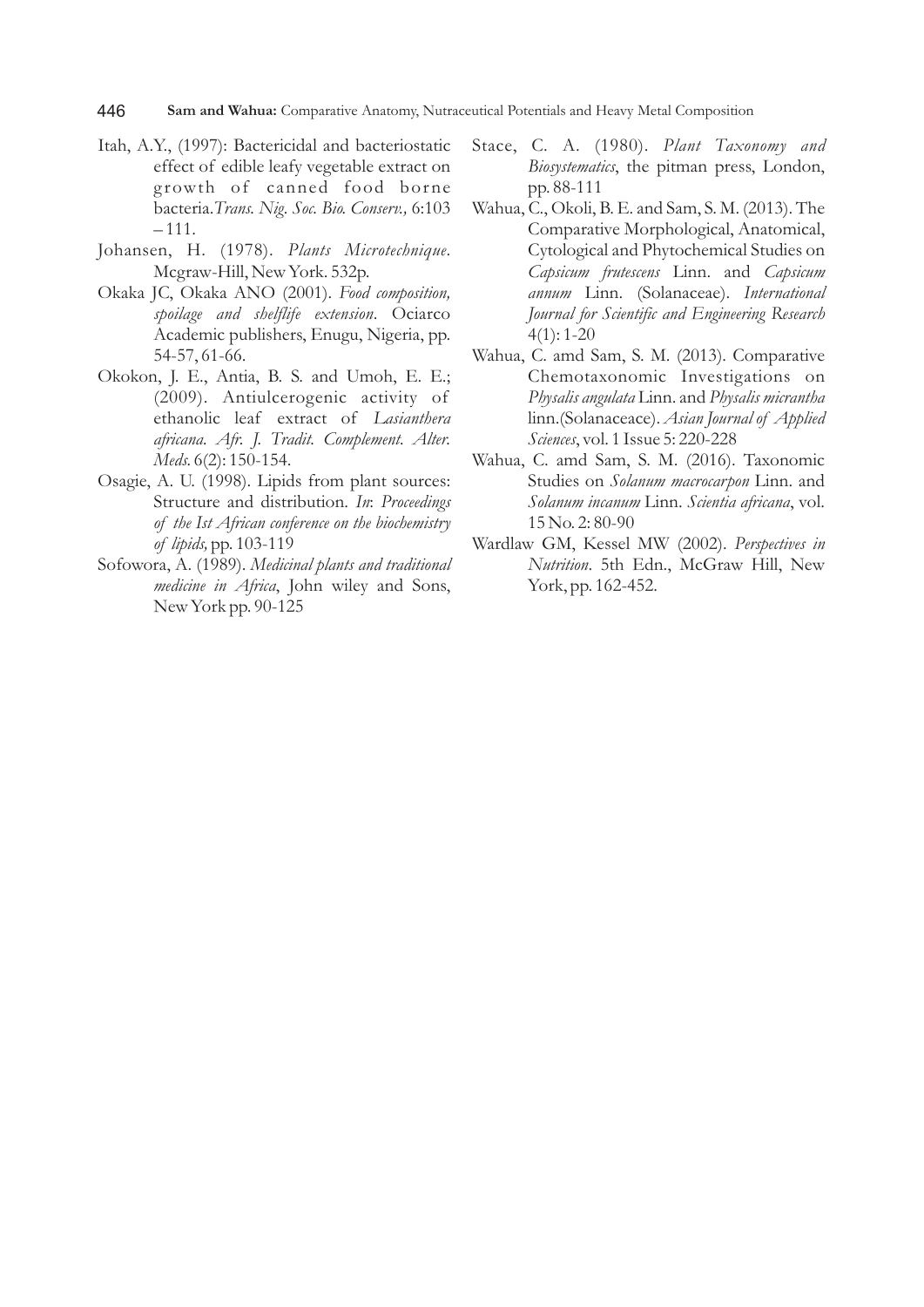Itah, A.Y., (1997): Bactericidal and bacteriostatic effect of edible leafy vegetable extract on growth of canned food borne bacteria.*Trans. Nig. Soc. Bio. Conserv.,* 6:103 – 111.

Johansen, H. (1978). *Plants Microtechnique*. Mcgraw-Hill, New York. 532p.

Okaka JC, Okaka ANO (2001). *Food composition, spoilage and shelflife extension*. Ociarco Academic publishers, Enugu, Nigeria, pp. 54-57, 61-66.

Okokon, J. E., Antia, B. S. and Umoh, E. E.; (2009). Antiulcerogenic activity of ethanolic leaf extract of *Lasianthera africana*. *Afr. J. Tradit. Complement. Alter. Meds.* 6(2): 150-154.

Osagie, A. U. (1998). Lipids from plant sources: Structure and distribution. *In*: *Proceedings of the Ist African conference on the biochemistry of lipids,* pp. 103-119

Sofowora, A. (1989). *Medicinal plants and traditional medicine in Africa*, John wiley and Sons, New York pp. 90-125

Stace, C. A. (1980). *Plant Taxonomy and Biosystematics*, the pitman press, London, pp. 88-111

Wahua, C., Okoli, B. E. and Sam, S. M. (2013). The Comparative Morphological, Anatomical, Cytological and Phytochemical Studies on *Capsicum frutescens* Linn. and *Capsicum annum* Linn. (Solanaceae). *International Journal for Scientific and Engineering Research* 4(1): 1-20

Wahua, C. amd Sam, S. M. (2013). Comparative Chemotaxonomic Investigations on *Physalis angulata* Linn. and *Physalis micrantha* linn.(Solanaceace). *Asian Journal of Applied Sciences*, vol. 1 Issue 5: 220-228

Wahua, C. amd Sam, S. M. (2016). Taxonomic Studies on *Solanum macrocarpon* Linn. and *Solanum incanum* Linn. *Scientia africana*, vol. 15 No. 2: 80-90

Wardlaw GM, Kessel MW (2002). *Perspectives in Nutrition*. 5th Edn., McGraw Hill, New York, pp. 162-452.